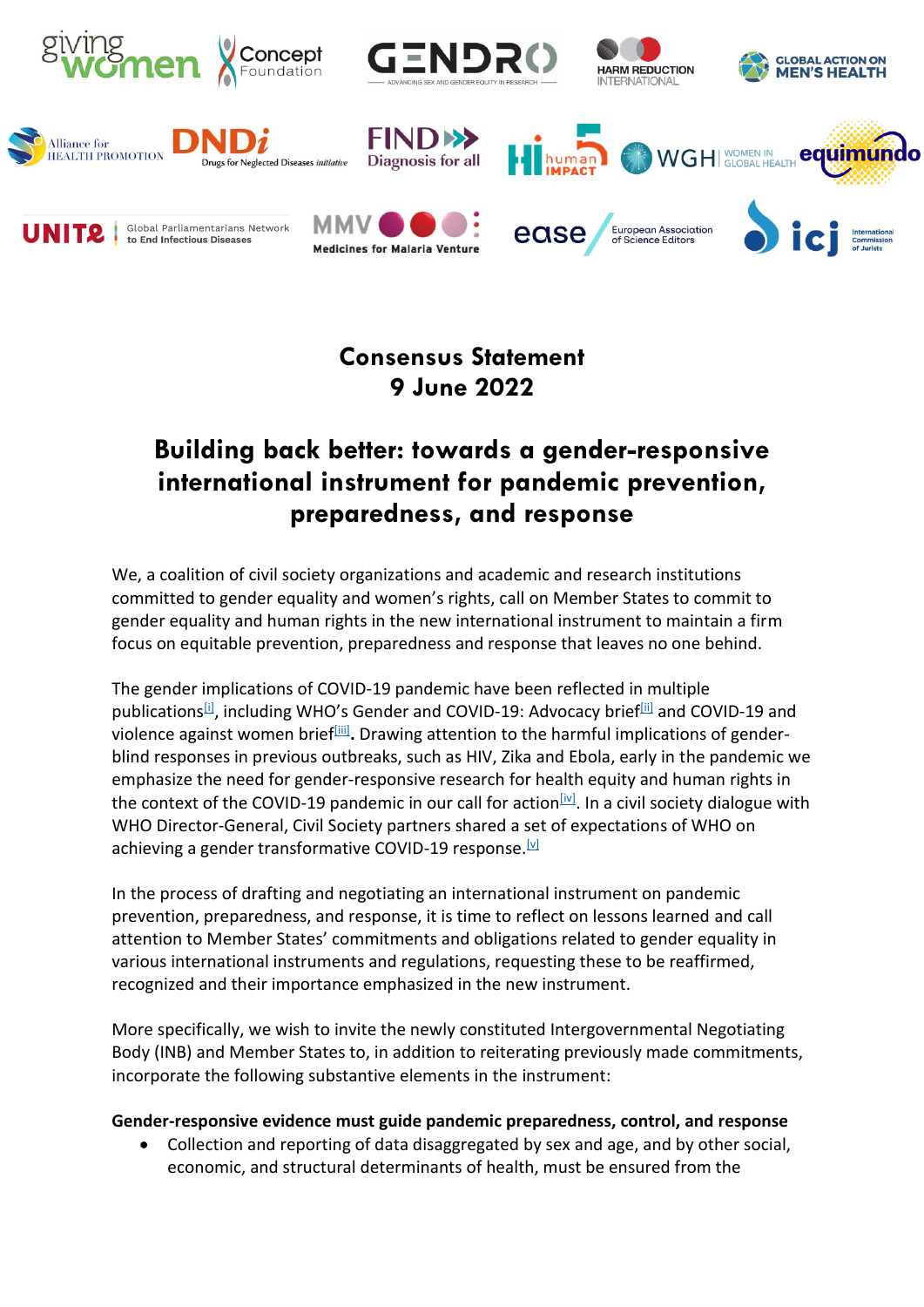# Consensus Statement
## 9 June 2022

# Building back better: towards a gender-responsive international instrument for pandemic prevention, preparedness, and response

We, a coalition of civil society organizations and academic and research institutions committed to gender equality and women's rights, call on Member States to commit to gender equality and human rights in the new international instrument to maintain a firm focus on equitable prevention, preparedness and response that leaves no one behind.

The gender implications of COVID-19 pandemic have been reflected in multiple publications[i], including WHO's Gender and COVID-19: Advocacy brief[ii] and COVID-19 and violence against women brief[iii]. Drawing attention to the harmful implications of gender-blind responses in previous outbreaks, such as HIV, Zika and Ebola, early in the pandemic we emphasize the need for gender-responsive research for health equity and human rights in the context of the COVID-19 pandemic in our call for action[iv]. In a civil society dialogue with WHO Director-General, Civil Society partners shared a set of expectations of WHO on achieving a gender transformative COVID-19 response.[v]

In the process of drafting and negotiating an international instrument on pandemic prevention, preparedness, and response, it is time to reflect on lessons learned and call attention to Member States' commitments and obligations related to gender equality in various international instruments and regulations, requesting these to be reaffirmed, recognized and their importance emphasized in the new instrument.

More specifically, we wish to invite the newly constituted Intergovernmental Negotiating Body (INB) and Member States to, in addition to reiterating previously made commitments, incorporate the following substantive elements in the instrument:

**Gender-responsive evidence must guide pandemic preparedness, control, and response**

- Collection and reporting of data disaggregated by sex and age, and by other social, economic, and structural determinants of health, must be ensured from the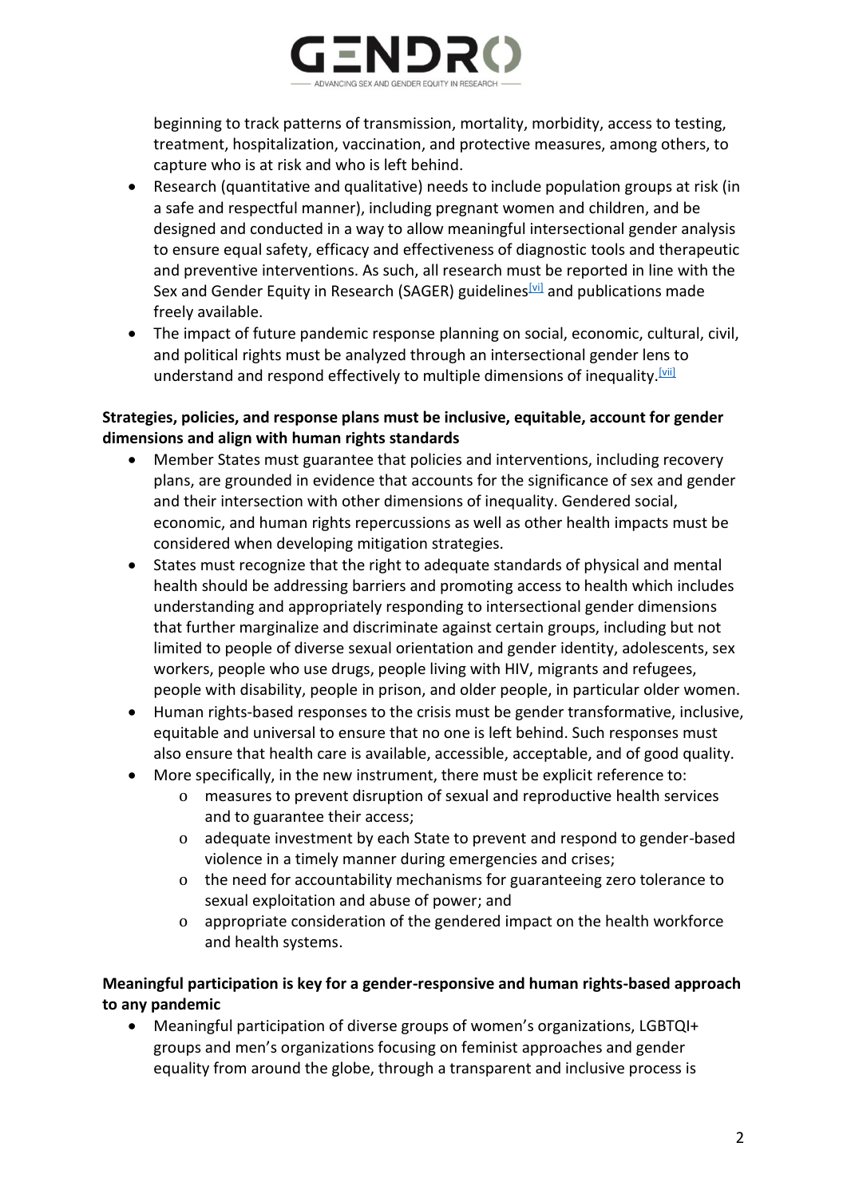beginning to track patterns of transmission, mortality, morbidity, access to testing, treatment, hospitalization, vaccination, and protective measures, among others, to capture who is at risk and who is left behind.

- Research (quantitative and qualitative) needs to include population groups at risk (in a safe and respectful manner), including pregnant women and children, and be designed and conducted in a way to allow meaningful intersectional gender analysis to ensure equal safety, efficacy and effectiveness of diagnostic tools and therapeutic and preventive interventions. As such, all research must be reported in line with the Sex and Gender Equity in Research (SAGER) guidelines[vi] and publications made freely available.
- The impact of future pandemic response planning on social, economic, cultural, civil, and political rights must be analyzed through an intersectional gender lens to understand and respond effectively to multiple dimensions of inequality.[vii]

**Strategies, policies, and response plans must be inclusive, equitable, account for gender dimensions and align with human rights standards**

- Member States must guarantee that policies and interventions, including recovery plans, are grounded in evidence that accounts for the significance of sex and gender and their intersection with other dimensions of inequality. Gendered social, economic, and human rights repercussions as well as other health impacts must be considered when developing mitigation strategies.
- States must recognize that the right to adequate standards of physical and mental health should be addressing barriers and promoting access to health which includes understanding and appropriately responding to intersectional gender dimensions that further marginalize and discriminate against certain groups, including but not limited to people of diverse sexual orientation and gender identity, adolescents, sex workers, people who use drugs, people living with HIV, migrants and refugees, people with disability, people in prison, and older people, in particular older women.
- Human rights-based responses to the crisis must be gender transformative, inclusive, equitable and universal to ensure that no one is left behind. Such responses must also ensure that health care is available, accessible, acceptable, and of good quality.
- More specifically, in the new instrument, there must be explicit reference to:
  - measures to prevent disruption of sexual and reproductive health services and to guarantee their access;
  - adequate investment by each State to prevent and respond to gender-based violence in a timely manner during emergencies and crises;
  - the need for accountability mechanisms for guaranteeing zero tolerance to sexual exploitation and abuse of power; and
  - appropriate consideration of the gendered impact on the health workforce and health systems.

**Meaningful participation is key for a gender-responsive and human rights-based approach to any pandemic**

- Meaningful participation of diverse groups of women's organizations, LGBTQI+ groups and men's organizations focusing on feminist approaches and gender equality from around the globe, through a transparent and inclusive process is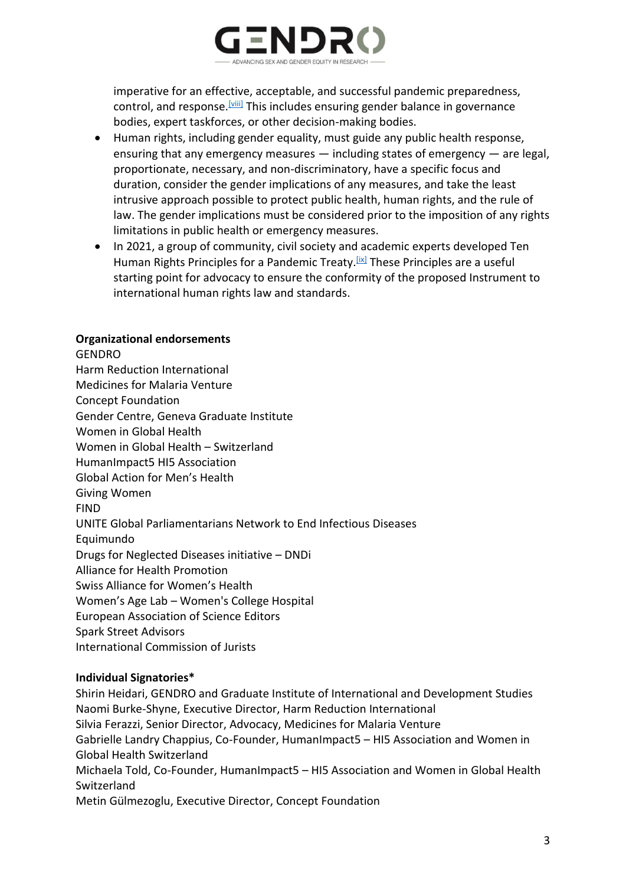imperative for an effective, acceptable, and successful pandemic preparedness, control, and response.[viii] This includes ensuring gender balance in governance bodies, expert taskforces, or other decision-making bodies.

- Human rights, including gender equality, must guide any public health response, ensuring that any emergency measures — including states of emergency — are legal, proportionate, necessary, and non-discriminatory, have a specific focus and duration, consider the gender implications of any measures, and take the least intrusive approach possible to protect public health, human rights, and the rule of law. The gender implications must be considered prior to the imposition of any rights limitations in public health or emergency measures.
- In 2021, a group of community, civil society and academic experts developed Ten Human Rights Principles for a Pandemic Treaty.[ix] These Principles are a useful starting point for advocacy to ensure the conformity of the proposed Instrument to international human rights law and standards.

**Organizational endorsements**

GENDRO
Harm Reduction International
Medicines for Malaria Venture
Concept Foundation
Gender Centre, Geneva Graduate Institute
Women in Global Health
Women in Global Health – Switzerland
HumanImpact5 HI5 Association
Global Action for Men's Health
Giving Women
FIND
UNITE Global Parliamentarians Network to End Infectious Diseases
Equimundo
Drugs for Neglected Diseases initiative – DNDi
Alliance for Health Promotion
Swiss Alliance for Women's Health
Women's Age Lab – Women's College Hospital
European Association of Science Editors
Spark Street Advisors
International Commission of Jurists

**Individual Signatories***

Shirin Heidari, GENDRO and Graduate Institute of International and Development Studies
Naomi Burke-Shyne, Executive Director, Harm Reduction International
Silvia Ferazzi, Senior Director, Advocacy, Medicines for Malaria Venture
Gabrielle Landry Chappius, Co-Founder, HumanImpact5 – HI5 Association and Women in Global Health Switzerland
Michaela Told, Co-Founder, HumanImpact5 – HI5 Association and Women in Global Health Switzerland
Metin Gülmezoglu, Executive Director, Concept Foundation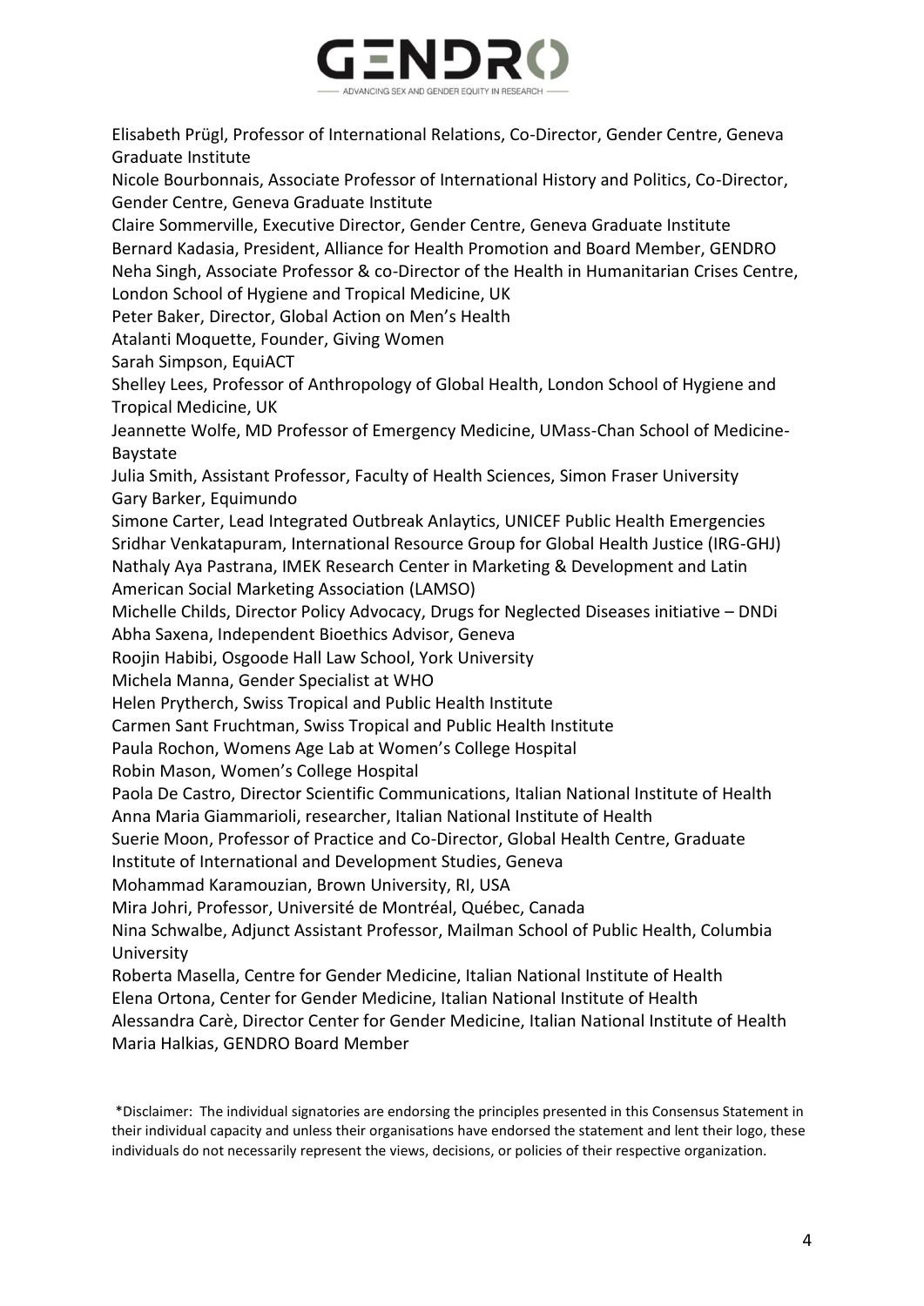Elisabeth Prügl, Professor of International Relations, Co-Director, Gender Centre, Geneva Graduate Institute
Nicole Bourbonnais, Associate Professor of International History and Politics, Co-Director, Gender Centre, Geneva Graduate Institute
Claire Sommerville, Executive Director, Gender Centre, Geneva Graduate Institute
Bernard Kadasia, President, Alliance for Health Promotion and Board Member, GENDRO
Neha Singh, Associate Professor & co-Director of the Health in Humanitarian Crises Centre, London School of Hygiene and Tropical Medicine, UK
Peter Baker, Director, Global Action on Men's Health
Atalanti Moquette, Founder, Giving Women
Sarah Simpson, EquiACT
Shelley Lees, Professor of Anthropology of Global Health, London School of Hygiene and Tropical Medicine, UK
Jeannette Wolfe, MD Professor of Emergency Medicine, UMass-Chan School of Medicine-Baystate
Julia Smith, Assistant Professor, Faculty of Health Sciences, Simon Fraser University
Gary Barker, Equimundo
Simone Carter, Lead Integrated Outbreak Anlaytics, UNICEF Public Health Emergencies
Sridhar Venkatapuram, International Resource Group for Global Health Justice (IRG-GHJ)
Nathaly Aya Pastrana, IMEK Research Center in Marketing & Development and Latin American Social Marketing Association (LAMSO)
Michelle Childs, Director Policy Advocacy, Drugs for Neglected Diseases initiative – DNDi
Abha Saxena, Independent Bioethics Advisor, Geneva
Roojin Habibi, Osgoode Hall Law School, York University
Michela Manna, Gender Specialist at WHO
Helen Prytherch, Swiss Tropical and Public Health Institute
Carmen Sant Fruchtman, Swiss Tropical and Public Health Institute
Paula Rochon, Womens Age Lab at Women's College Hospital
Robin Mason, Women's College Hospital
Paola De Castro, Director Scientific Communications, Italian National Institute of Health
Anna Maria Giammarioli, researcher, Italian National Institute of Health
Suerie Moon, Professor of Practice and Co-Director, Global Health Centre, Graduate Institute of International and Development Studies, Geneva
Mohammad Karamouzian, Brown University, RI, USA
Mira Johri, Professor, Université de Montréal, Québec, Canada
Nina Schwalbe, Adjunct Assistant Professor, Mailman School of Public Health, Columbia University
Roberta Masella, Centre for Gender Medicine, Italian National Institute of Health
Elena Ortona, Center for Gender Medicine, Italian National Institute of Health
Alessandra Carè, Director Center for Gender Medicine, Italian National Institute of Health
Maria Halkias, GENDRO Board Member

*Disclaimer: The individual signatories are endorsing the principles presented in this Consensus Statement in their individual capacity and unless their organisations have endorsed the statement and lent their logo, these individuals do not necessarily represent the views, decisions, or policies of their respective organization.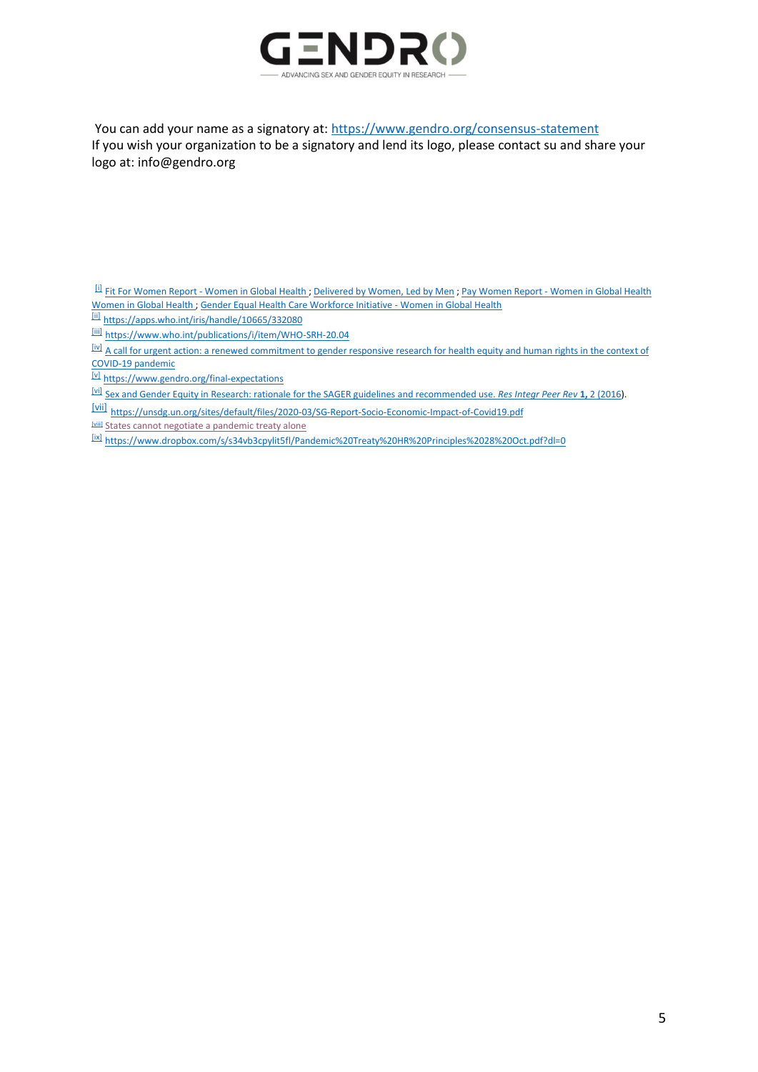You can add your name as a signatory at: https://www.gendro.org/consensus-statement
If you wish your organization to be a signatory and lend its logo, please contact su and share your logo at: info@gendro.org

[i] Fit For Women Report - Women in Global Health ; Delivered by Women, Led by Men ; Pay Women Report - Women in Global Health Women in Global Health ; Gender Equal Health Care Workforce Initiative - Women in Global Health

[ii] https://apps.who.int/iris/handle/10665/332080

[iii] https://www.who.int/publications/i/item/WHO-SRH-20.04

[iv] A call for urgent action: a renewed commitment to gender responsive research for health equity and human rights in the context of COVID-19 pandemic

[v] https://www.gendro.org/final-expectations

[vi] Sex and Gender Equity in Research: rationale for the SAGER guidelines and recommended use. *Res Integr Peer Rev* **1,** 2 (2016).

[vii] https://unsdg.un.org/sites/default/files/2020-03/SG-Report-Socio-Economic-Impact-of-Covid19.pdf

[viii] States cannot negotiate a pandemic treaty alone

[ix] https://www.dropbox.com/s/s34vb3cpylit5fl/Pandemic%20Treaty%20HR%20Principles%2028%20Oct.pdf?dl=0